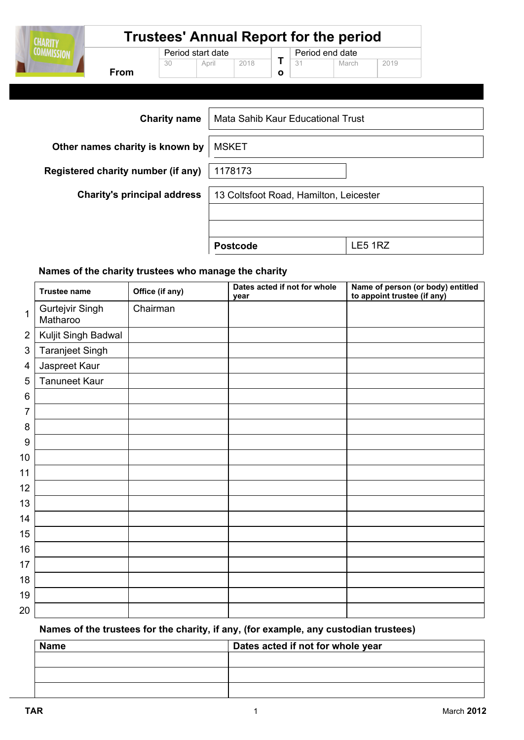# Trustees' Annual Report for the period

| | Period start date | | | | Period end date | | |
|---|---|---|---|---|---|---|---|
| From | 30 | April | 2018 | To | 31 | March | 2019 |

| | |
|---|---|
| **Charity name** | Mata Sahib Kaur Educational Trust |
| **Other names charity is known by** | MSKET |
| **Registered charity number (if any)** | 1178173 |
| **Charity's principal address** | 13 Coltsfoot Road, Hamilton, Leicester |
| | |
| | |
| **Postcode** | LE5 1RZ |

### Names of the charity trustees who manage the charity

| | Trustee name | Office (if any) | Dates acted if not for whole year | Name of person (or body) entitled to appoint trustee (if any) |
|---|---|---|---|---|
| 1 | Gurtejvir Singh Matharoo | Chairman | | |
| 2 | Kuljit Singh Badwal | | | |
| 3 | Taranjeet Singh | | | |
| 4 | Jaspreet Kaur | | | |
| 5 | Tanuneet Kaur | | | |
| 6 | | | | |
| 7 | | | | |
| 8 | | | | |
| 9 | | | | |
| 10 | | | | |
| 11 | | | | |
| 12 | | | | |
| 13 | | | | |
| 14 | | | | |
| 15 | | | | |
| 16 | | | | |
| 17 | | | | |
| 18 | | | | |
| 19 | | | | |
| 20 | | | | |

### Names of the trustees for the charity, if any, (for example, any custodian trustees)

| Name | Dates acted if not for whole year |
|---|---|
| | |
| | |
| | |

TAR — March 2012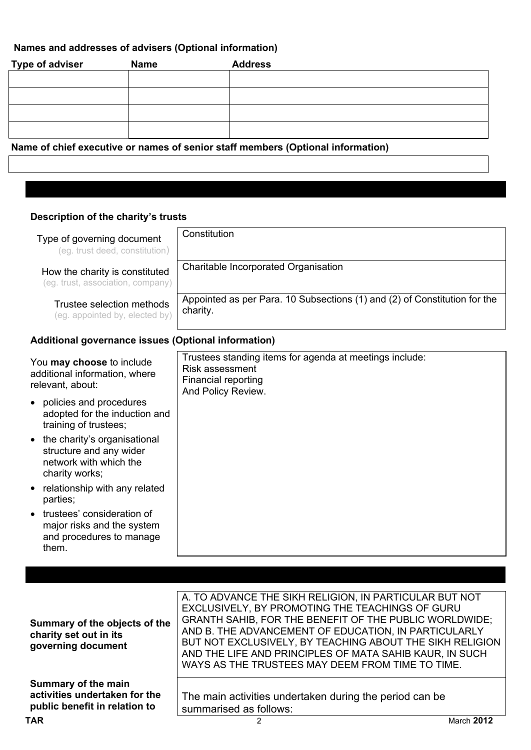**Names and addresses of advisers (Optional information)**

| Type of adviser | Name | Address |
|---|---|---|
| | | |
| | | |
| | | |
| | | |

**Name of chief executive or names of senior staff members (Optional information)**

| |
|---|
| |

**Description of the charity's trusts**

| | |
|---|---|
| Type of governing document (eg. trust deed, constitution) | Constitution |
| How the charity is constituted (eg. trust, association, company) | Charitable Incorporated Organisation |
| Trustee selection methods (eg. appointed by, elected by) | Appointed as per Para. 10 Subsections (1) and (2) of Constitution for the charity. |

**Additional governance issues (Optional information)**

| | |
|---|---|
| You **may choose** to include additional information, where relevant, about:<br>• policies and procedures adopted for the induction and training of trustees;<br>• the charity's organisational structure and any wider network with which the charity works;<br>• relationship with any related parties;<br>• trustees' consideration of major risks and the system and procedures to manage them. | Trustees standing items for agenda at meetings include:<br>Risk assessment<br>Financial reporting<br>And Policy Review. |

| | |
|---|---|
| **Summary of the objects of the charity set out in its governing document** | A. TO ADVANCE THE SIKH RELIGION, IN PARTICULAR BUT NOT EXCLUSIVELY, BY PROMOTING THE TEACHINGS OF GURU GRANTH SAHIB, FOR THE BENEFIT OF THE PUBLIC WORLDWIDE; AND B. THE ADVANCEMENT OF EDUCATION, IN PARTICULARLY BUT NOT EXCLUSIVELY, BY TEACHING ABOUT THE SIKH RELIGION AND THE LIFE AND PRINCIPLES OF MATA SAHIB KAUR, IN SUCH WAYS AS THE TRUSTEES MAY DEEM FROM TIME TO TIME. |
| **Summary of the main activities undertaken for the public benefit in relation to** | The main activities undertaken during the period can be summarised as follows: |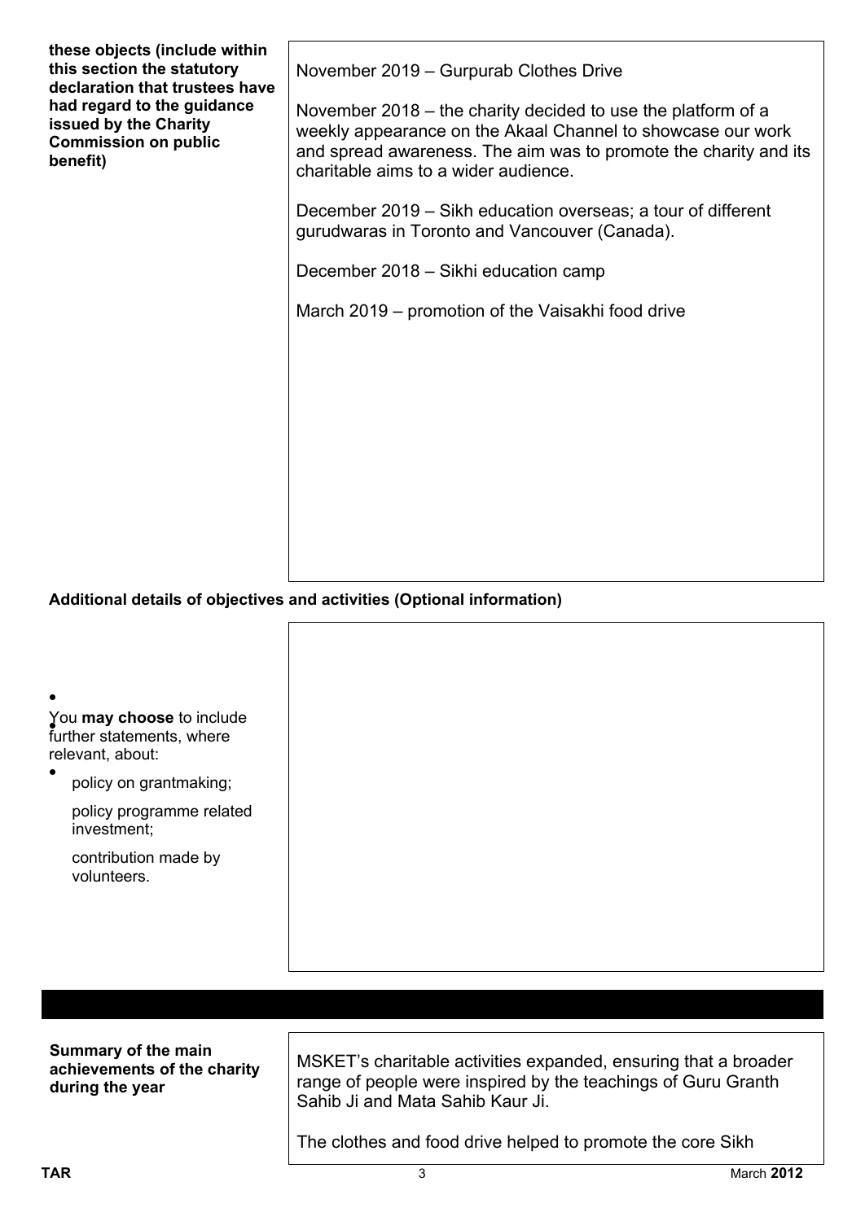| **these objects (include within this section the statutory declaration that trustees have had regard to the guidance issued by the Charity Commission on public benefit)** | November 2019 – Gurpurab Clothes Drive<br><br>November 2018 – the charity decided to use the platform of a weekly appearance on the Akaal Channel to showcase our work and spread awareness. The aim was to promote the charity and its charitable aims to a wider audience.<br><br>December 2019 – Sikh education overseas; a tour of different gurudwaras in Toronto and Vancouver (Canada).<br><br>December 2018 – Sikhi education camp<br><br>March 2019 – promotion of the Vaisakhi food drive |
|---|---|

**Additional details of objectives and activities (Optional information)**

| You **may choose** to include further statements, where relevant, about:<br>• policy on grantmaking;<br>• policy programme related investment;<br>• contribution made by volunteers. | |
|---|---|

| **Summary of the main achievements of the charity during the year** | MSKET's charitable activities expanded, ensuring that a broader range of people were inspired by the teachings of Guru Granth Sahib Ji and Mata Sahib Kaur Ji.<br><br>The clothes and food drive helped to promote the core Sikh |
|---|---|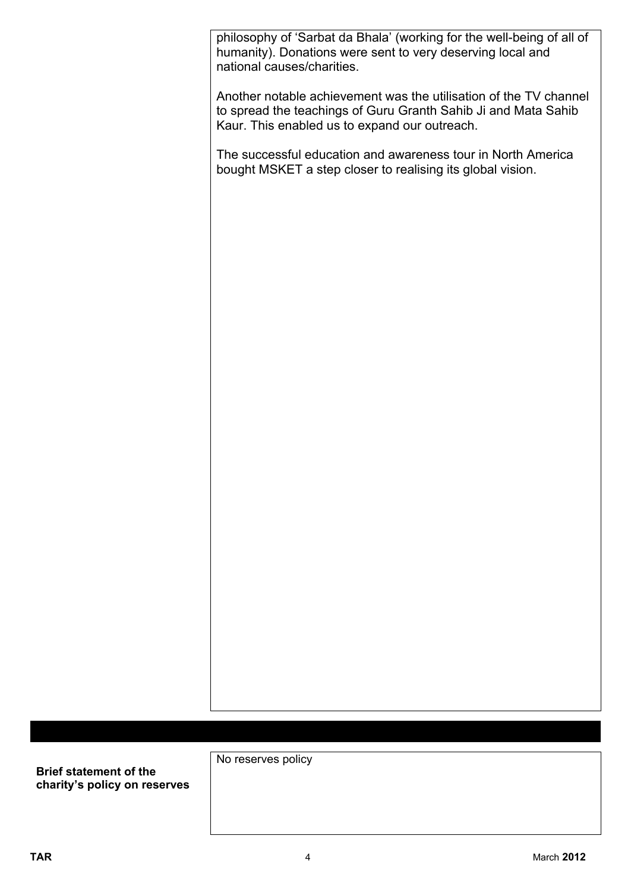philosophy of 'Sarbat da Bhala' (working for the well-being of all of humanity). Donations were sent to very deserving local and national causes/charities.

Another notable achievement was the utilisation of the TV channel to spread the teachings of Guru Granth Sahib Ji and Mata Sahib Kaur. This enabled us to expand our outreach.

The successful education and awareness tour in North America bought MSKET a step closer to realising its global vision.

| **Brief statement of the charity's policy on reserves** | No reserves policy |
| --- | --- |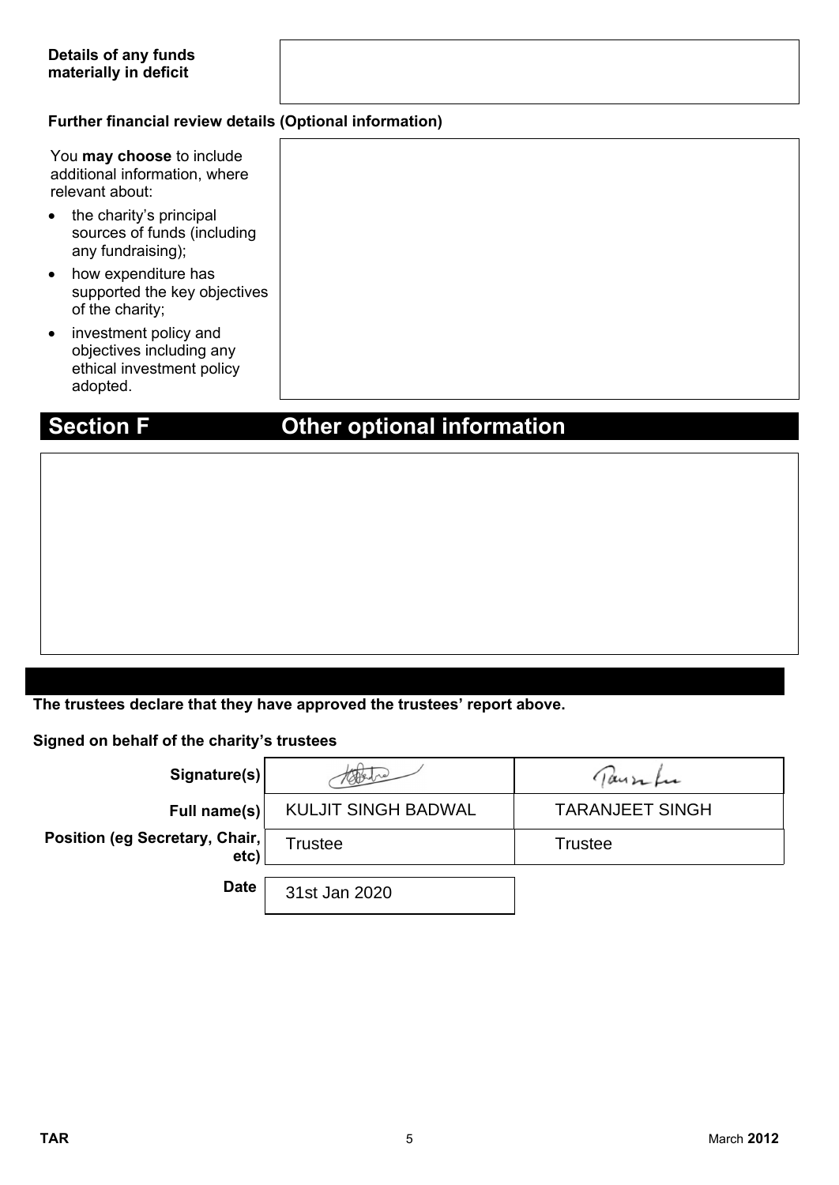| **Details of any funds materially in deficit** | |
|---|---|

**Further financial review details (Optional information)**

| You **may choose** to include additional information, where relevant about:<br>• the charity's principal sources of funds (including any fundraising);<br>• how expenditure has supported the key objectives of the charity;<br>• investment policy and objectives including any ethical investment policy adopted. | |
|---|---|

## Section F Other optional information

**The trustees declare that they have approved the trustees' report above.**

**Signed on behalf of the charity's trustees**

| | | |
|---|---|---|
| **Signature(s)** | | |
| **Full name(s)** | KULJIT SINGH BADWAL | TARANJEET SINGH |
| **Position (eg Secretary, Chair, etc)** | Trustee | Trustee |
| **Date** | 31st Jan 2020 | |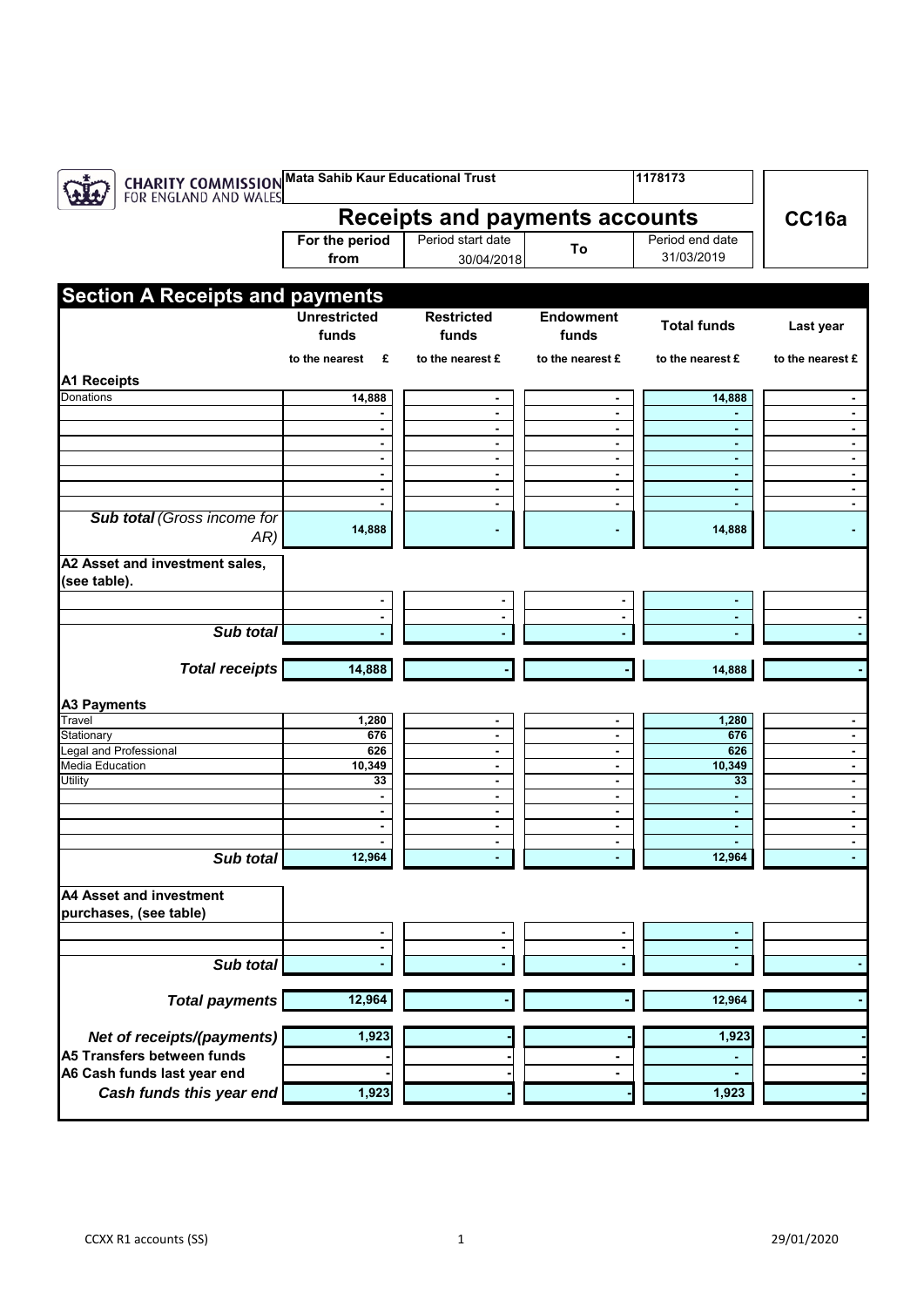**CHARITY COMMISSION FOR ENGLAND AND WALES**

| Mata Sahib Kaur Educational Trust | 1178173 | |
|---|---|---|

# Receipts and payments accounts

**CC16a**

| For the period from | Period start date 30/04/2018 | To | Period end date 31/03/2019 |
|---|---|---|---|

## Section A Receipts and payments

| | Unrestricted funds | Restricted funds | Endowment funds | Total funds | Last year |
|---|---|---|---|---|---|
| | to the nearest £ | to the nearest £ | to the nearest £ | to the nearest £ | to the nearest £ |
| **A1 Receipts** | | | | | |
| Donations | 14,888 | - | - | 14,888 | - |
| | - | - | - | - | - |
| | - | - | - | - | - |
| | - | - | - | - | - |
| | - | - | - | - | - |
| | - | - | - | - | - |
| | - | - | - | - | - |
| | - | - | - | - | - |
| ***Sub total*** *(Gross income for AR)* | 14,888 | - | - | 14,888 | - |
| **A2 Asset and investment sales, (see table).** | | | | | |
| | - | - | - | - | |
| | - | - | - | - | - |
| ***Sub total*** | - | - | - | - | - |
| ***Total receipts*** | 14,888 | - | - | 14,888 | - |
| **A3 Payments** | | | | | |
| Travel | 1,280 | - | - | 1,280 | - |
| Stationary | 676 | - | - | 676 | - |
| Legal and Professional | 626 | - | - | 626 | - |
| Media Education | 10,349 | - | - | 10,349 | - |
| Utility | 33 | - | - | 33 | - |
| | - | - | - | - | - |
| | - | - | - | - | - |
| | - | - | - | - | - |
| | - | - | - | - | - |
| ***Sub total*** | 12,964 | - | - | 12,964 | - |
| **A4 Asset and investment purchases, (see table)** | | | | | |
| | - | - | - | - | |
| | - | - | - | - | |
| ***Sub total*** | - | - | - | - | - |
| ***Total payments*** | 12,964 | - | - | 12,964 | - |
| ***Net of receipts/(payments)*** | 1,923 | - | - | 1,923 | - |
| **A5 Transfers between funds** | - | - | - | - | - |
| **A6 Cash funds last year end** | - | - | - | - | - |
| ***Cash funds this year end*** | 1,923 | - | - | 1,923 | - |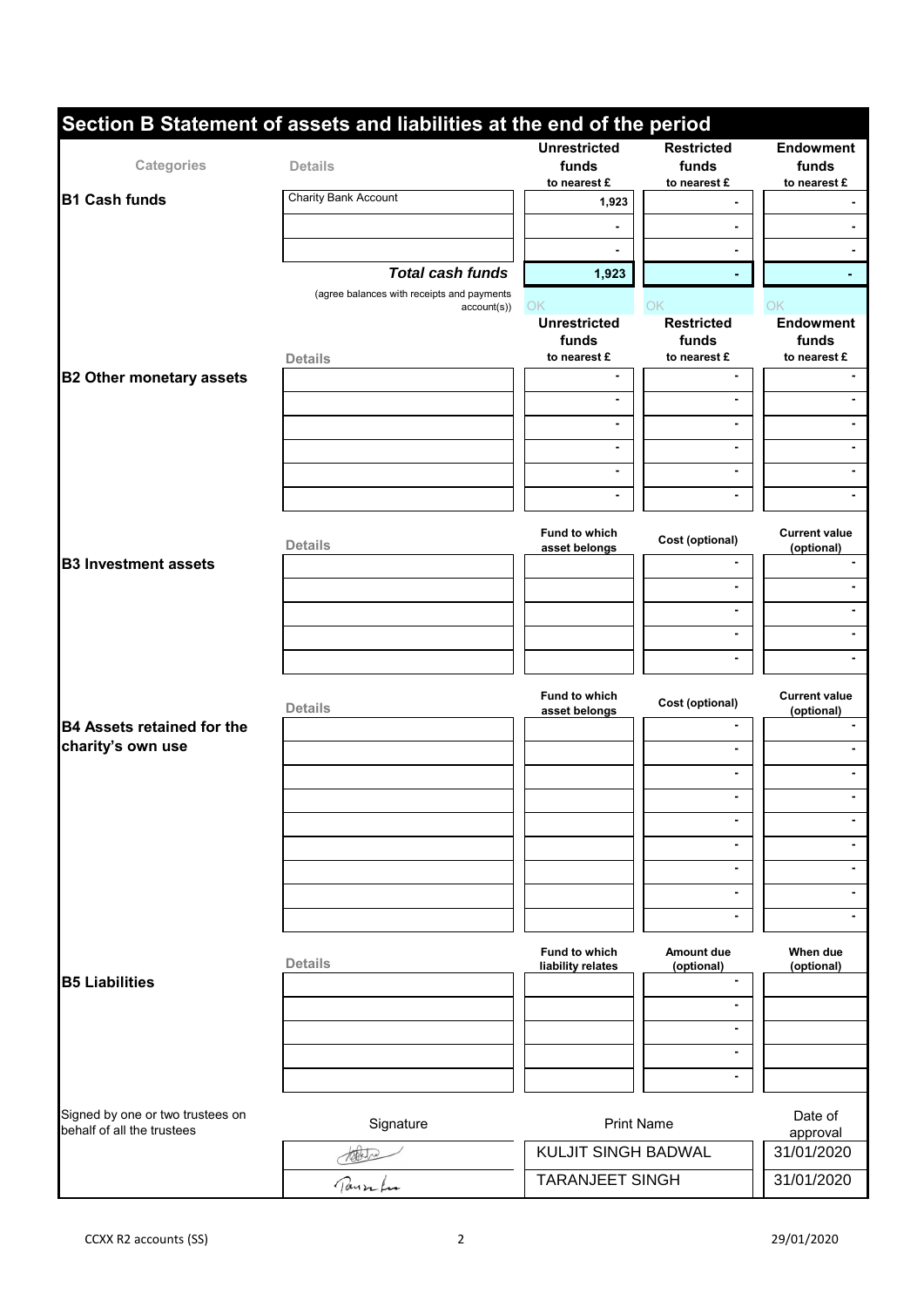## Section B Statement of assets and liabilities at the end of the period

| Categories | Details | Unrestricted funds to nearest £ | Restricted funds to nearest £ | Endowment funds to nearest £ |
|---|---|---|---|---|
| **B1 Cash funds** | Charity Bank Account | 1,923 | - | - |
| | | - | - | - |
| | | - | - | - |
| | ***Total cash funds*** | **1,923** | **-** | **-** |
| | (agree balances with receipts and payments account(s)) | OK | OK | OK |

| Categories | Details | Unrestricted funds to nearest £ | Restricted funds to nearest £ | Endowment funds to nearest £ |
|---|---|---|---|---|
| **B2 Other monetary assets** | | - | - | - |
| | | - | - | - |
| | | - | - | - |
| | | - | - | - |
| | | - | - | - |
| | | - | - | - |

| Categories | Details | Fund to which asset belongs | Cost (optional) | Current value (optional) |
|---|---|---|---|---|
| **B3 Investment assets** | | | - | - |
| | | | - | - |
| | | | - | - |
| | | | - | - |
| | | | - | - |

| Categories | Details | Fund to which asset belongs | Cost (optional) | Current value (optional) |
|---|---|---|---|---|
| **B4 Assets retained for the charity's own use** | | | - | - |
| | | | - | - |
| | | | - | - |
| | | | - | - |
| | | | - | - |
| | | | - | - |
| | | | - | - |
| | | | - | - |
| | | | - | - |

| Categories | Details | Fund to which liability relates | Amount due (optional) | When due (optional) |
|---|---|---|---|---|
| **B5 Liabilities** | | | - | |
| | | | - | |
| | | | - | |
| | | | - | |
| | | | - | |

| Signed by one or two trustees on behalf of all the trustees | Signature | Print Name | Date of approval |
|---|---|---|---|
| | (signature) | KULJIT SINGH BADWAL | 31/01/2020 |
| | (signature) | TARANJEET SINGH | 31/01/2020 |

CCXX R2 accounts (SS) 29/01/2020